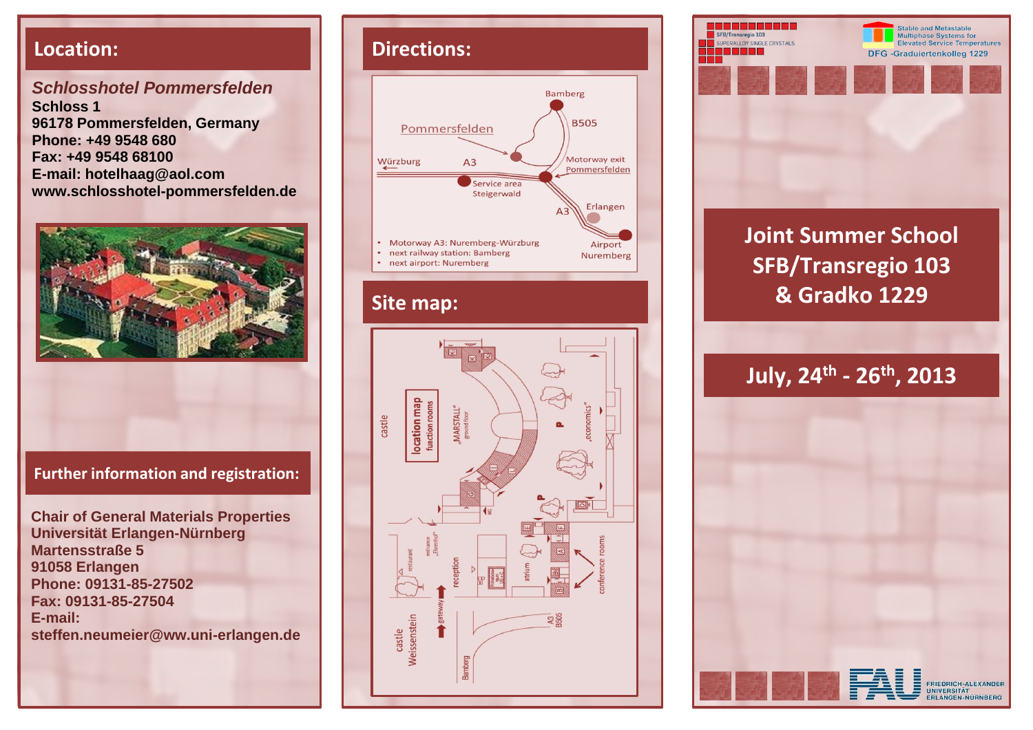## Location:

*Schlosshotel Pommersfelden*

**Schloss 1**
**96178 Pommersfelden, Germany**
**Phone: +49 9548 680**
**Fax: +49 9548 68100**
**E-mail: hotelhaag@aol.com**
**www.schlosshotel-pommersfelden.de**

## Further information and registration:

**Chair of General Materials Properties**
**Universität Erlangen-Nürnberg**
**Martensstraße 5**
**91058 Erlangen**
**Phone: 09131-85-27502**
**Fax: 09131-85-27504**
**E-mail:**
**steffen.neumeier@ww.uni-erlangen.de**

## Directions:

- Motorway A3: Nuremberg-Würzburg
- next railway station: Bamberg
- next airport: Nuremberg

## Site map:

SFB/Transregio 103 SUPERALLOY SINGLE CRYSTALS

Stable and Metastable Multiphase Systems for Elevated Service Temperatures
DFG -Graduiertenkolleg 1229

# Joint Summer School SFB/Transregio 103 & Gradko 1229

## July, 24th - 26th, 2013

FRIEDRICH-ALEXANDER UNIVERSITÄT ERLANGEN-NÜRNBERG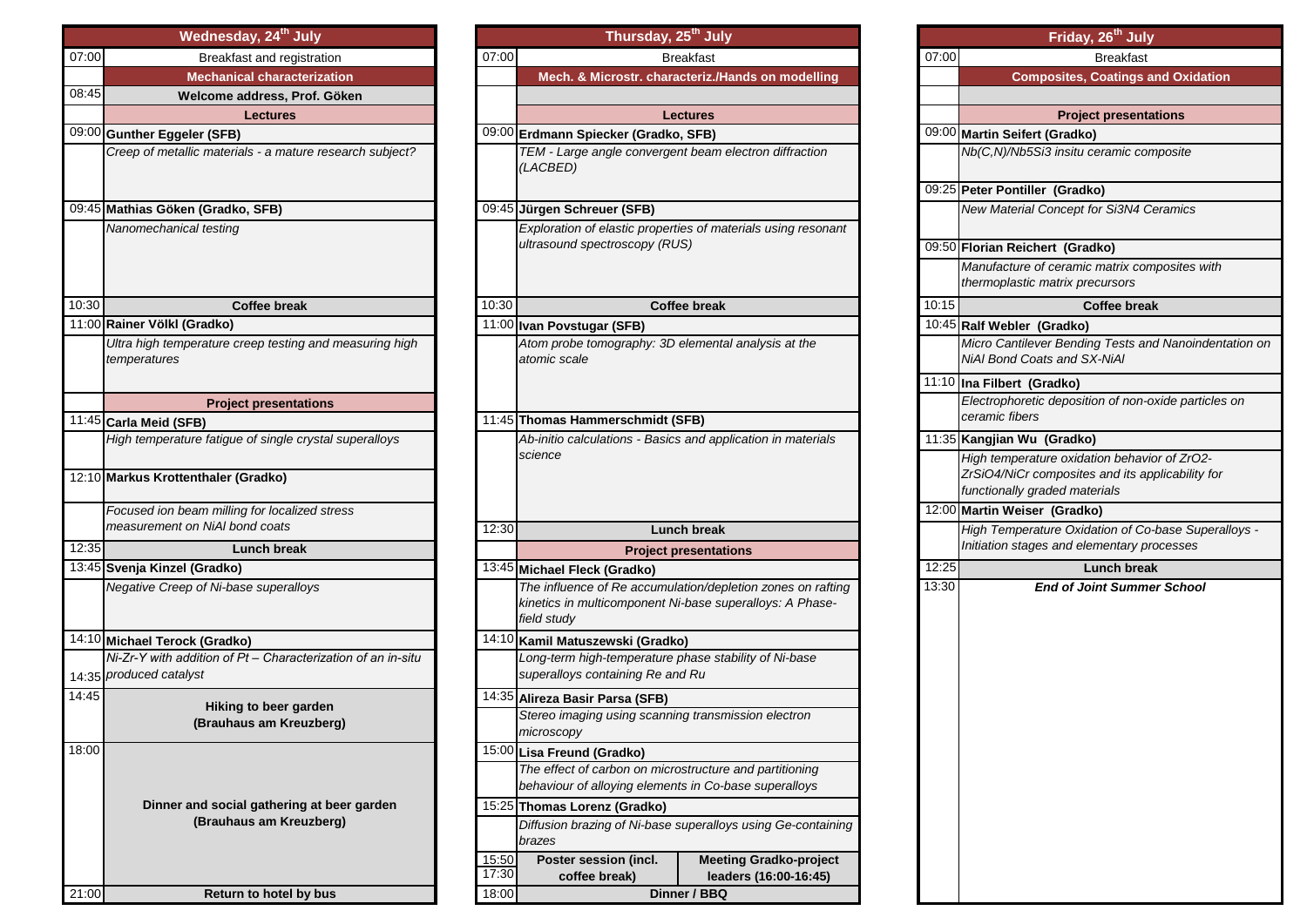## Wednesday, 24th July

| | |
|---|---|
| 07:00 | Breakfast and registration |
| | **Mechanical characterization** |
| 08:45 | **Welcome address, Prof. Göken** |
| | **Lectures** |
| 09:00 | **Gunther Eggeler (SFB)** |
| | *Creep of metallic materials - a mature research subject?* |
| 09:45 | **Mathias Göken (Gradko, SFB)** |
| | *Nanomechanical testing* |
| 10:30 | **Coffee break** |
| 11:00 | **Rainer Völkl (Gradko)** |
| | *Ultra high temperature creep testing and measuring high temperatures* |
| | **Project presentations** |
| 11:45 | **Carla Meid (SFB)** |
| | *High temperature fatigue of single crystal superalloys* |
| 12:10 | **Markus Krottenthaler (Gradko)** |
| | *Focused ion beam milling for localized stress measurement on NiAl bond coats* |
| 12:35 | **Lunch break** |
| 13:45 | **Svenja Kinzel (Gradko)** |
| | *Negative Creep of Ni-base superalloys* |
| 14:10 | **Michael Terock (Gradko)** |
| 14:35 | *Ni-Zr-Y with addition of Pt – Characterization of an in-situ produced catalyst* |
| 14:45 | **Hiking to beer garden (Brauhaus am Kreuzberg)** |
| 18:00 | **Dinner and social gathering at beer garden (Brauhaus am Kreuzberg)** |
| 21:00 | **Return to hotel by bus** |

## Thursday, 25th July

| | | |
|---|---|---|
| 07:00 | Breakfast | |
| | **Mech. & Microstr. characteriz./Hands on modelling** | |
| | **Lectures** | |
| 09:00 | **Erdmann Spiecker (Gradko, SFB)** | |
| | *TEM - Large angle convergent beam electron diffraction (LACBED)* | |
| 09:45 | **Jürgen Schreuer (SFB)** | |
| | *Exploration of elastic properties of materials using resonant ultrasound spectroscopy (RUS)* | |
| 10:30 | **Coffee break** | |
| 11:00 | **Ivan Povstugar (SFB)** | |
| | *Atom probe tomography: 3D elemental analysis at the atomic scale* | |
| 11:45 | **Thomas Hammerschmidt (SFB)** | |
| | *Ab-initio calculations - Basics and application in materials science* | |
| 12:30 | **Lunch break** | |
| | **Project presentations** | |
| 13:45 | **Michael Fleck (Gradko)** | |
| | *The influence of Re accumulation/depletion zones on rafting kinetics in multicomponent Ni-base superalloys: A Phase-field study* | |
| 14:10 | **Kamil Matuszewski (Gradko)** | |
| | *Long-term high-temperature phase stability of Ni-base superalloys containing Re and Ru* | |
| 14:35 | **Alireza Basir Parsa (SFB)** | |
| | *Stereo imaging using scanning transmission electron microscopy* | |
| 15:00 | **Lisa Freund (Gradko)** | |
| | *The effect of carbon on microstructure and partitioning behaviour of alloying elements in Co-base superalloys* | |
| 15:25 | **Thomas Lorenz (Gradko)** | |
| | *Diffusion brazing of Ni-base superalloys using Ge-containing brazes* | |
| 15:50 / 17:30 | **Poster session (incl. coffee break)** | **Meeting Gradko-project leaders (16:00-16:45)** |
| 18:00 | **Dinner / BBQ** | |

## Friday, 26th July

| | |
|---|---|
| 07:00 | Breakfast |
| | **Composites, Coatings and Oxidation** |
| | **Project presentations** |
| 09:00 | **Martin Seifert (Gradko)** |
| | *Nb(C,N)/Nb5Si3 insitu ceramic composite* |
| 09:25 | **Peter Pontiller (Gradko)** |
| | *New Material Concept for Si3N4 Ceramics* |
| 09:50 | **Florian Reichert (Gradko)** |
| | *Manufacture of ceramic matrix composites with thermoplastic matrix precursors* |
| 10:15 | **Coffee break** |
| 10:45 | **Ralf Webler (Gradko)** |
| | *Micro Cantilever Bending Tests and Nanoindentation on NiAl Bond Coats and SX-NiAl* |
| 11:10 | **Ina Filbert (Gradko)** |
| | *Electrophoretic deposition of non-oxide particles on ceramic fibers* |
| 11:35 | **Kangjian Wu (Gradko)** |
| | *High temperature oxidation behavior of ZrO2-ZrSiO4/NiCr composites and its applicability for functionally graded materials* |
| 12:00 | **Martin Weiser (Gradko)** |
| | *High Temperature Oxidation of Co-base Superalloys - Initiation stages and elementary processes* |
| 12:25 | **Lunch break** |
| 13:30 | ***End of Joint Summer School*** |